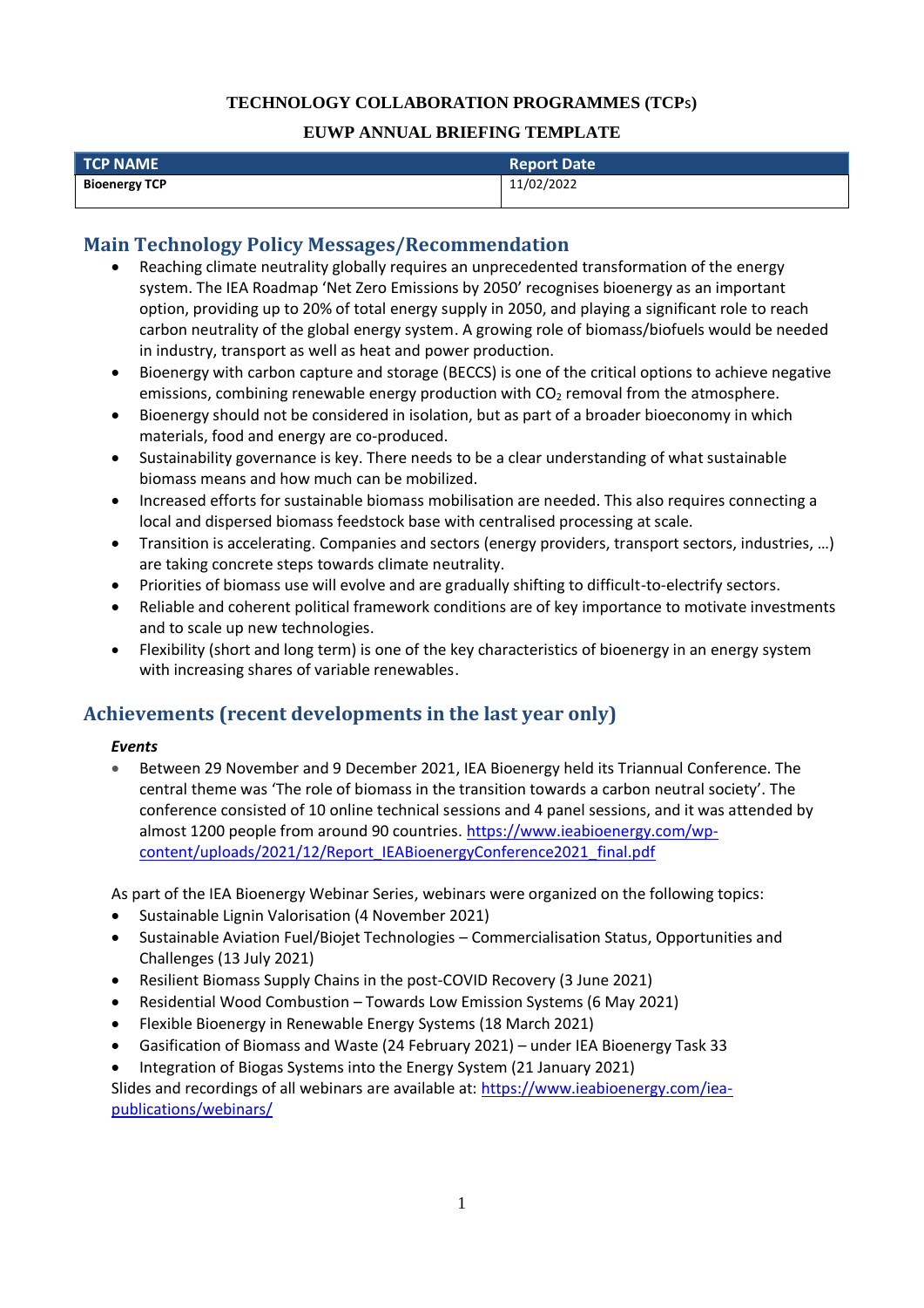**TECHNOLOGY COLLABORATION PROGRAMMES (TCPs)**

**EUWP ANNUAL BRIEFING TEMPLATE**

| TCP NAME | Report Date |
| --- | --- |
| **Bioenergy TCP** | 11/02/2022 |

## Main Technology Policy Messages/Recommendation

- Reaching climate neutrality globally requires an unprecedented transformation of the energy system. The IEA Roadmap 'Net Zero Emissions by 2050' recognises bioenergy as an important option, providing up to 20% of total energy supply in 2050, and playing a significant role to reach carbon neutrality of the global energy system. A growing role of biomass/biofuels would be needed in industry, transport as well as heat and power production.
- Bioenergy with carbon capture and storage (BECCS) is one of the critical options to achieve negative emissions, combining renewable energy production with $CO_2$ removal from the atmosphere.
- Bioenergy should not be considered in isolation, but as part of a broader bioeconomy in which materials, food and energy are co-produced.
- Sustainability governance is key. There needs to be a clear understanding of what sustainable biomass means and how much can be mobilized.
- Increased efforts for sustainable biomass mobilisation are needed. This also requires connecting a local and dispersed biomass feedstock base with centralised processing at scale.
- Transition is accelerating. Companies and sectors (energy providers, transport sectors, industries, …) are taking concrete steps towards climate neutrality.
- Priorities of biomass use will evolve and are gradually shifting to difficult-to-electrify sectors.
- Reliable and coherent political framework conditions are of key importance to motivate investments and to scale up new technologies.
- Flexibility (short and long term) is one of the key characteristics of bioenergy in an energy system with increasing shares of variable renewables.

## Achievements (recent developments in the last year only)

### *Events*

- Between 29 November and 9 December 2021, IEA Bioenergy held its Triannual Conference. The central theme was 'The role of biomass in the transition towards a carbon neutral society'. The conference consisted of 10 online technical sessions and 4 panel sessions, and it was attended by almost 1200 people from around 90 countries. https://www.ieabioenergy.com/wp-content/uploads/2021/12/Report_IEABioenergyConference2021_final.pdf

As part of the IEA Bioenergy Webinar Series, webinars were organized on the following topics:

- Sustainable Lignin Valorisation (4 November 2021)
- Sustainable Aviation Fuel/Biojet Technologies – Commercialisation Status, Opportunities and Challenges (13 July 2021)
- Resilient Biomass Supply Chains in the post-COVID Recovery (3 June 2021)
- Residential Wood Combustion – Towards Low Emission Systems (6 May 2021)
- Flexible Bioenergy in Renewable Energy Systems (18 March 2021)
- Gasification of Biomass and Waste (24 February 2021) – under IEA Bioenergy Task 33
- Integration of Biogas Systems into the Energy System (21 January 2021)

Slides and recordings of all webinars are available at: https://www.ieabioenergy.com/iea-publications/webinars/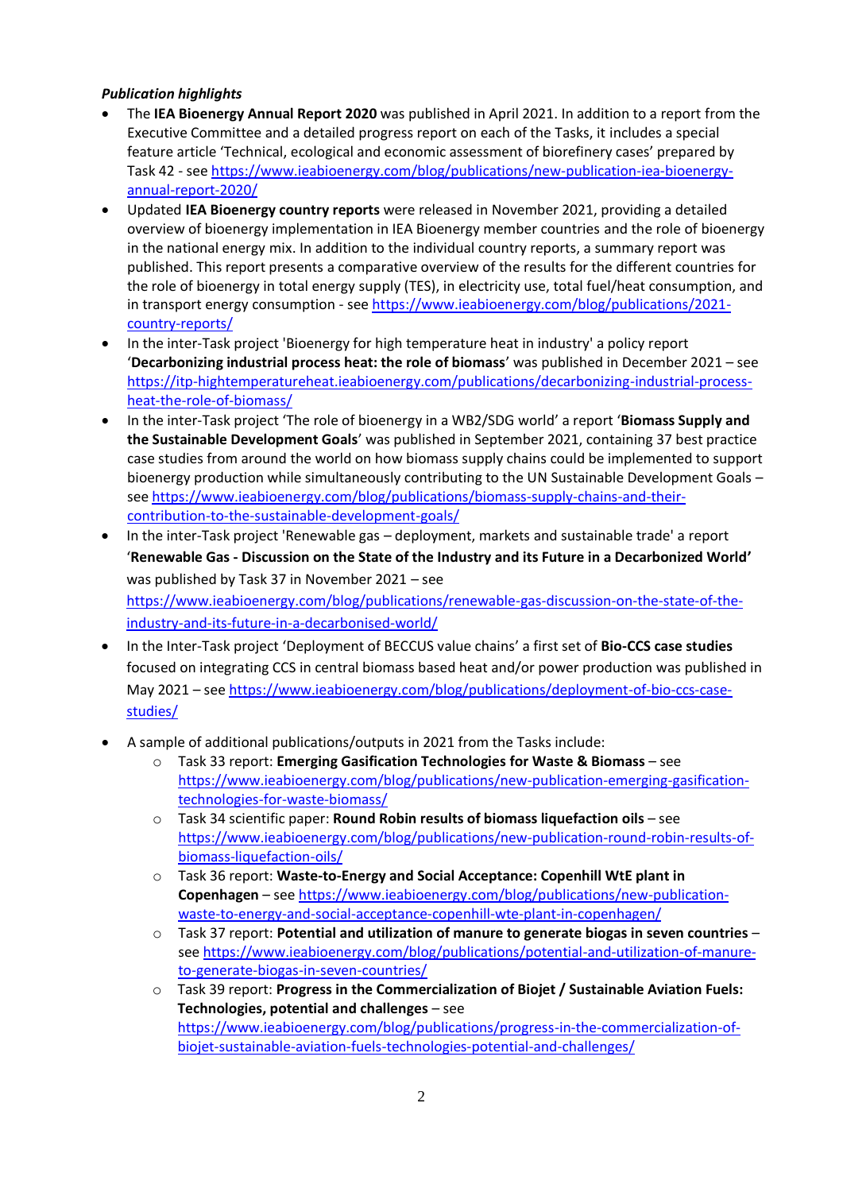***Publication highlights***

- The **IEA Bioenergy Annual Report 2020** was published in April 2021. In addition to a report from the Executive Committee and a detailed progress report on each of the Tasks, it includes a special feature article 'Technical, ecological and economic assessment of biorefinery cases' prepared by Task 42 - see https://www.ieabioenergy.com/blog/publications/new-publication-iea-bioenergy-annual-report-2020/
- Updated **IEA Bioenergy country reports** were released in November 2021, providing a detailed overview of bioenergy implementation in IEA Bioenergy member countries and the role of bioenergy in the national energy mix. In addition to the individual country reports, a summary report was published. This report presents a comparative overview of the results for the different countries for the role of bioenergy in total energy supply (TES), in electricity use, total fuel/heat consumption, and in transport energy consumption - see https://www.ieabioenergy.com/blog/publications/2021-country-reports/
- In the inter-Task project 'Bioenergy for high temperature heat in industry' a policy report '**Decarbonizing industrial process heat: the role of biomass**' was published in December 2021 – see https://itp-hightemperatureheat.ieabioenergy.com/publications/decarbonizing-industrial-process-heat-the-role-of-biomass/
- In the inter-Task project 'The role of bioenergy in a WB2/SDG world' a report '**Biomass Supply and the Sustainable Development Goals**' was published in September 2021, containing 37 best practice case studies from around the world on how biomass supply chains could be implemented to support bioenergy production while simultaneously contributing to the UN Sustainable Development Goals – see https://www.ieabioenergy.com/blog/publications/biomass-supply-chains-and-their-contribution-to-the-sustainable-development-goals/
- In the inter-Task project 'Renewable gas – deployment, markets and sustainable trade' a report '**Renewable Gas - Discussion on the State of the Industry and its Future in a Decarbonized World'** was published by Task 37 in November 2021 – see https://www.ieabioenergy.com/blog/publications/renewable-gas-discussion-on-the-state-of-the-industry-and-its-future-in-a-decarbonised-world/
- In the Inter-Task project 'Deployment of BECCUS value chains' a first set of **Bio-CCS case studies** focused on integrating CCS in central biomass based heat and/or power production was published in May 2021 – see https://www.ieabioenergy.com/blog/publications/deployment-of-bio-ccs-case-studies/

- A sample of additional publications/outputs in 2021 from the Tasks include:
    - Task 33 report: **Emerging Gasification Technologies for Waste & Biomass** – see https://www.ieabioenergy.com/blog/publications/new-publication-emerging-gasification-technologies-for-waste-biomass/
    - Task 34 scientific paper: **Round Robin results of biomass liquefaction oils** – see https://www.ieabioenergy.com/blog/publications/new-publication-round-robin-results-of-biomass-liquefaction-oils/
    - Task 36 report: **Waste-to-Energy and Social Acceptance: Copenhill WtE plant in Copenhagen** – see https://www.ieabioenergy.com/blog/publications/new-publication-waste-to-energy-and-social-acceptance-copenhill-wte-plant-in-copenhagen/
    - Task 37 report: **Potential and utilization of manure to generate biogas in seven countries** – see https://www.ieabioenergy.com/blog/publications/potential-and-utilization-of-manure-to-generate-biogas-in-seven-countries/
    - Task 39 report: **Progress in the Commercialization of Biojet / Sustainable Aviation Fuels: Technologies, potential and challenges** – see https://www.ieabioenergy.com/blog/publications/progress-in-the-commercialization-of-biojet-sustainable-aviation-fuels-technologies-potential-and-challenges/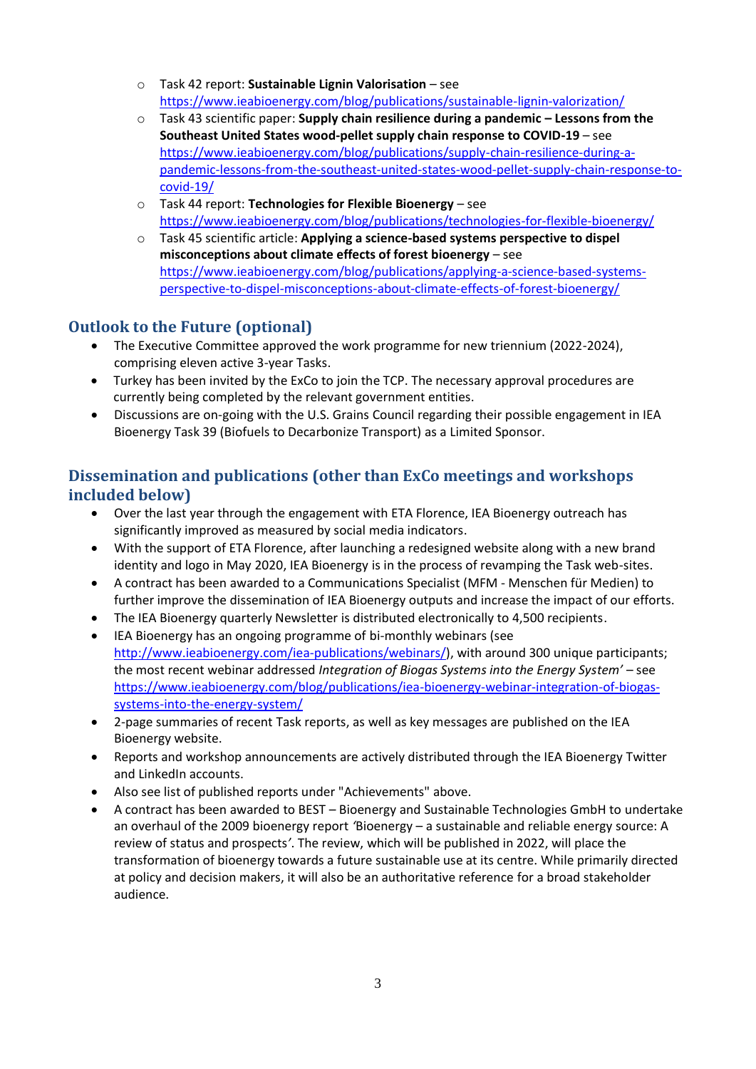- Task 42 report: **Sustainable Lignin Valorisation** – see https://www.ieabioenergy.com/blog/publications/sustainable-lignin-valorization/
- Task 43 scientific paper: **Supply chain resilience during a pandemic – Lessons from the Southeast United States wood-pellet supply chain response to COVID-19** – see https://www.ieabioenergy.com/blog/publications/supply-chain-resilience-during-a-pandemic-lessons-from-the-southeast-united-states-wood-pellet-supply-chain-response-to-covid-19/
- Task 44 report: **Technologies for Flexible Bioenergy** – see https://www.ieabioenergy.com/blog/publications/technologies-for-flexible-bioenergy/
- Task 45 scientific article: **Applying a science-based systems perspective to dispel misconceptions about climate effects of forest bioenergy** – see https://www.ieabioenergy.com/blog/publications/applying-a-science-based-systems-perspective-to-dispel-misconceptions-about-climate-effects-of-forest-bioenergy/

## Outlook to the Future (optional)

- The Executive Committee approved the work programme for new triennium (2022-2024), comprising eleven active 3-year Tasks.
- Turkey has been invited by the ExCo to join the TCP. The necessary approval procedures are currently being completed by the relevant government entities.
- Discussions are on-going with the U.S. Grains Council regarding their possible engagement in IEA Bioenergy Task 39 (Biofuels to Decarbonize Transport) as a Limited Sponsor.

## Dissemination and publications (other than ExCo meetings and workshops included below)

- Over the last year through the engagement with ETA Florence, IEA Bioenergy outreach has significantly improved as measured by social media indicators.
- With the support of ETA Florence, after launching a redesigned website along with a new brand identity and logo in May 2020, IEA Bioenergy is in the process of revamping the Task web-sites.
- A contract has been awarded to a Communications Specialist (MFM - Menschen für Medien) to further improve the dissemination of IEA Bioenergy outputs and increase the impact of our efforts.
- The IEA Bioenergy quarterly Newsletter is distributed electronically to 4,500 recipients.
- IEA Bioenergy has an ongoing programme of bi-monthly webinars (see http://www.ieabioenergy.com/iea-publications/webinars/), with around 300 unique participants; the most recent webinar addressed *Integration of Biogas Systems into the Energy System'* – see https://www.ieabioenergy.com/blog/publications/iea-bioenergy-webinar-integration-of-biogas-systems-into-the-energy-system/
- 2-page summaries of recent Task reports, as well as key messages are published on the IEA Bioenergy website.
- Reports and workshop announcements are actively distributed through the IEA Bioenergy Twitter and LinkedIn accounts.
- Also see list of published reports under "Achievements" above.
- A contract has been awarded to BEST – Bioenergy and Sustainable Technologies GmbH to undertake an overhaul of the 2009 bioenergy report *'Bioenergy – a sustainable and reliable energy source: A review of status and prospects'*. The review, which will be published in 2022, will place the transformation of bioenergy towards a future sustainable use at its centre. While primarily directed at policy and decision makers, it will also be an authoritative reference for a broad stakeholder audience.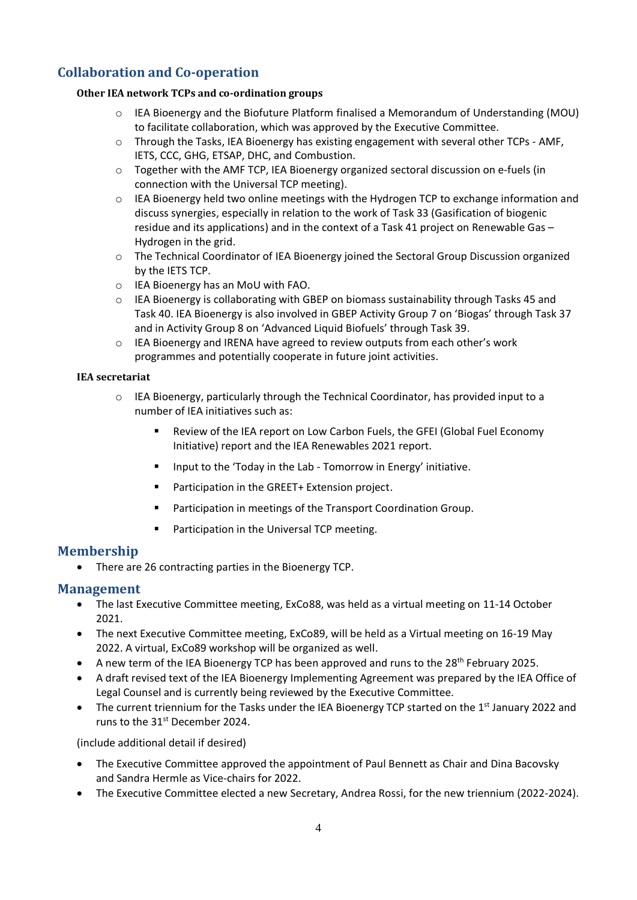## Collaboration and Co-operation

**Other IEA network TCPs and co-ordination groups**

- IEA Bioenergy and the Biofuture Platform finalised a Memorandum of Understanding (MOU) to facilitate collaboration, which was approved by the Executive Committee.
- Through the Tasks, IEA Bioenergy has existing engagement with several other TCPs - AMF, IETS, CCC, GHG, ETSAP, DHC, and Combustion.
- Together with the AMF TCP, IEA Bioenergy organized sectoral discussion on e-fuels (in connection with the Universal TCP meeting).
- IEA Bioenergy held two online meetings with the Hydrogen TCP to exchange information and discuss synergies, especially in relation to the work of Task 33 (Gasification of biogenic residue and its applications) and in the context of a Task 41 project on Renewable Gas – Hydrogen in the grid.
- The Technical Coordinator of IEA Bioenergy joined the Sectoral Group Discussion organized by the IETS TCP.
- IEA Bioenergy has an MoU with FAO.
- IEA Bioenergy is collaborating with GBEP on biomass sustainability through Tasks 45 and Task 40. IEA Bioenergy is also involved in GBEP Activity Group 7 on 'Biogas' through Task 37 and in Activity Group 8 on 'Advanced Liquid Biofuels' through Task 39.
- IEA Bioenergy and IRENA have agreed to review outputs from each other's work programmes and potentially cooperate in future joint activities.

**IEA secretariat**

- IEA Bioenergy, particularly through the Technical Coordinator, has provided input to a number of IEA initiatives such as:
  - Review of the IEA report on Low Carbon Fuels, the GFEI (Global Fuel Economy Initiative) report and the IEA Renewables 2021 report.
  - Input to the 'Today in the Lab - Tomorrow in Energy' initiative.
  - Participation in the GREET+ Extension project.
  - Participation in meetings of the Transport Coordination Group.
  - Participation in the Universal TCP meeting.

## Membership

- There are 26 contracting parties in the Bioenergy TCP.

## Management

- The last Executive Committee meeting, ExCo88, was held as a virtual meeting on 11-14 October 2021.
- The next Executive Committee meeting, ExCo89, will be held as a Virtual meeting on 16-19 May 2022. A virtual, ExCo89 workshop will be organized as well.
- A new term of the IEA Bioenergy TCP has been approved and runs to the 28th February 2025.
- A draft revised text of the IEA Bioenergy Implementing Agreement was prepared by the IEA Office of Legal Counsel and is currently being reviewed by the Executive Committee.
- The current triennium for the Tasks under the IEA Bioenergy TCP started on the 1st January 2022 and runs to the 31st December 2024.

(include additional detail if desired)

- The Executive Committee approved the appointment of Paul Bennett as Chair and Dina Bacovsky and Sandra Hermle as Vice-chairs for 2022.
- The Executive Committee elected a new Secretary, Andrea Rossi, for the new triennium (2022-2024).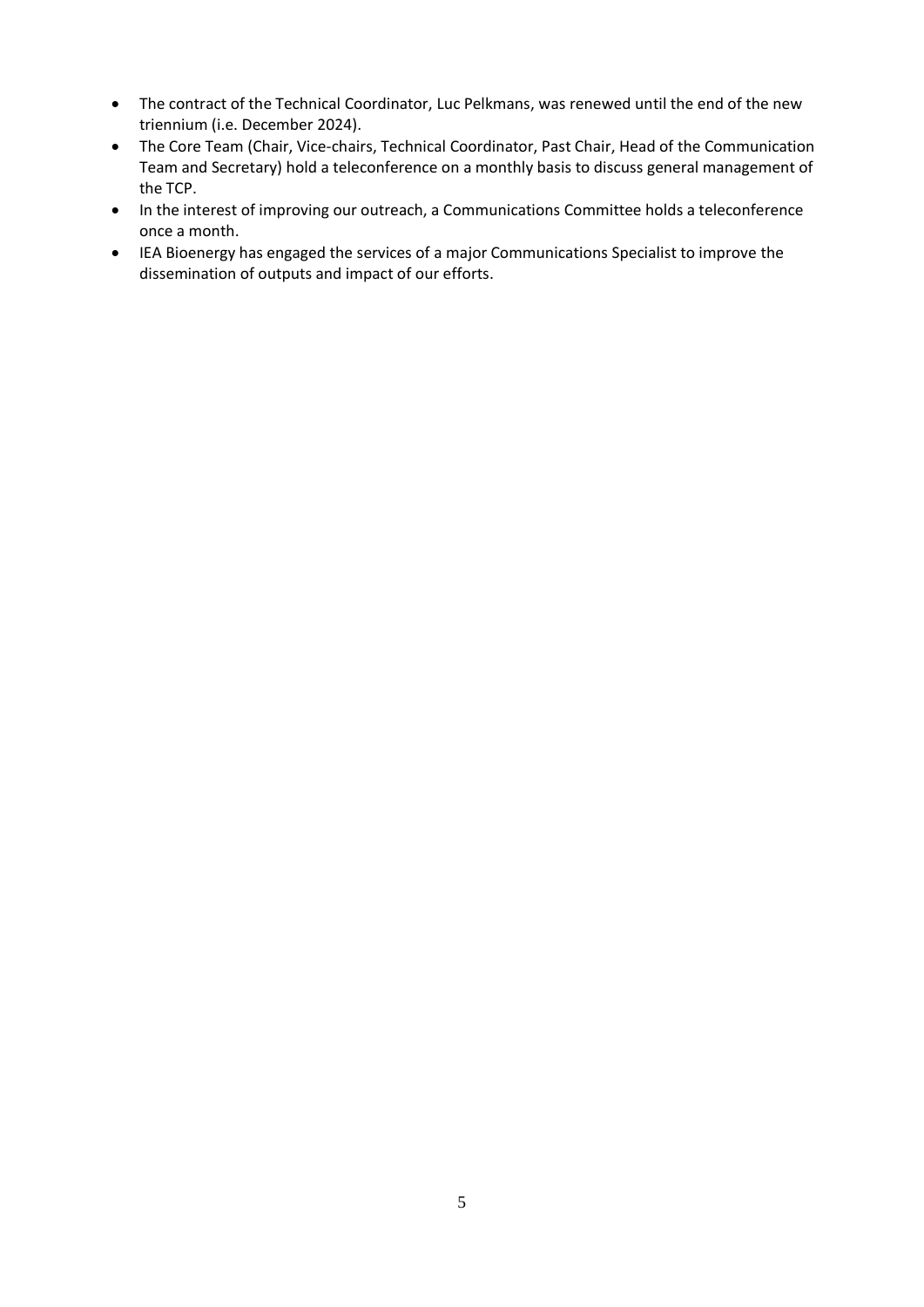- The contract of the Technical Coordinator, Luc Pelkmans, was renewed until the end of the new triennium (i.e. December 2024).
- The Core Team (Chair, Vice-chairs, Technical Coordinator, Past Chair, Head of the Communication Team and Secretary) hold a teleconference on a monthly basis to discuss general management of the TCP.
- In the interest of improving our outreach, a Communications Committee holds a teleconference once a month.
- IEA Bioenergy has engaged the services of a major Communications Specialist to improve the dissemination of outputs and impact of our efforts.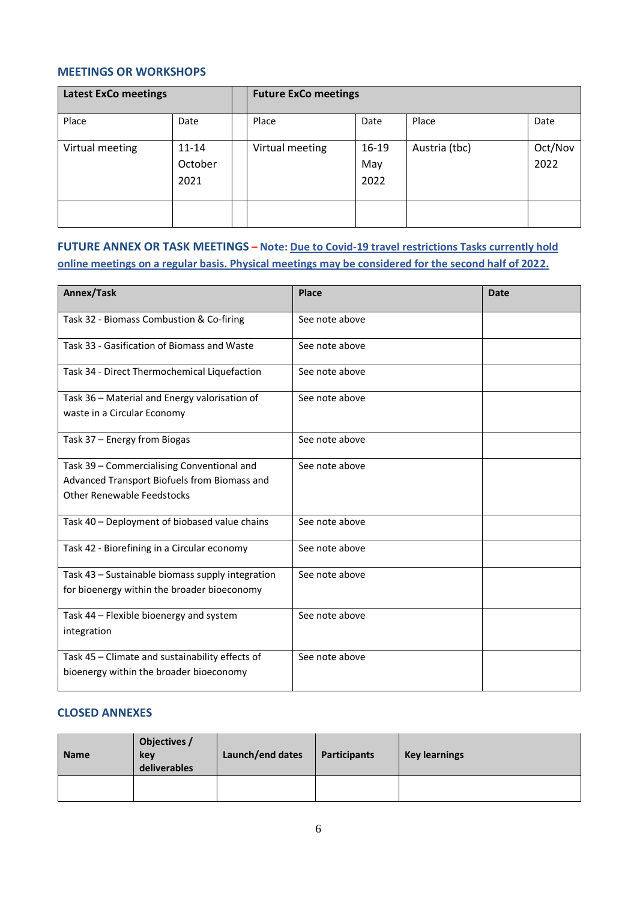### MEETINGS OR WORKSHOPS

| Latest ExCo meetings | | | Future ExCo meetings | | | |
|---|---|---|---|---|---|---|
| Place | Date | | Place | Date | Place | Date |
| Virtual meeting | 11-14 October 2021 | | Virtual meeting | 16-19 May 2022 | Austria (tbc) | Oct/Nov 2022 |
| | | | | | | |

### FUTURE ANNEX OR TASK MEETINGS – Note: Due to Covid-19 travel restrictions Tasks currently hold online meetings on a regular basis. Physical meetings may be considered for the second half of 2022.

| Annex/Task | Place | Date |
|---|---|---|
| Task 32 - Biomass Combustion & Co-firing | See note above | |
| Task 33 - Gasification of Biomass and Waste | See note above | |
| Task 34 - Direct Thermochemical Liquefaction | See note above | |
| Task 36 – Material and Energy valorisation of waste in a Circular Economy | See note above | |
| Task 37 – Energy from Biogas | See note above | |
| Task 39 – Commercialising Conventional and Advanced Transport Biofuels from Biomass and Other Renewable Feedstocks | See note above | |
| Task 40 – Deployment of biobased value chains | See note above | |
| Task 42 - Biorefining in a Circular economy | See note above | |
| Task 43 – Sustainable biomass supply integration for bioenergy within the broader bioeconomy | See note above | |
| Task 44 – Flexible bioenergy and system integration | See note above | |
| Task 45 – Climate and sustainability effects of bioenergy within the broader bioeconomy | See note above | |

### CLOSED ANNEXES

| Name | Objectives / key deliverables | Launch/end dates | Participants | Key learnings |
|---|---|---|---|---|
| | | | | |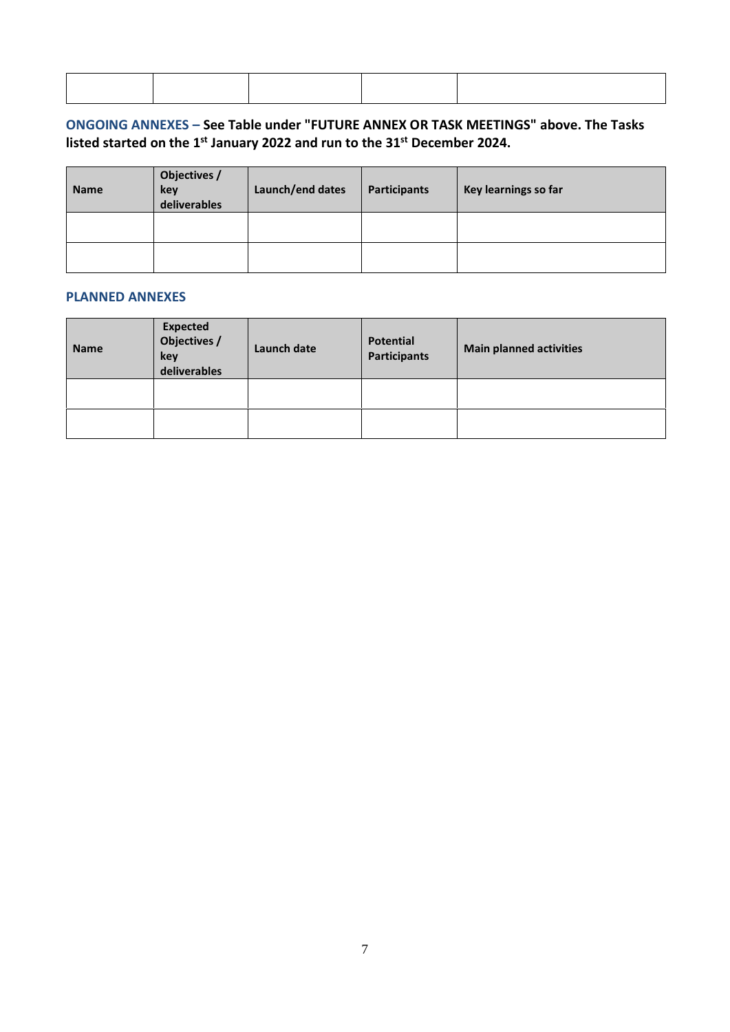| | | | | |
|---|---|---|---|---|
| | | | | |

**ONGOING ANNEXES – See Table under "FUTURE ANNEX OR TASK MEETINGS" above. The Tasks listed started on the 1st January 2022 and run to the 31st December 2024.**

| Name | Objectives / key deliverables | Launch/end dates | Participants | Key learnings so far |
|---|---|---|---|---|
| | | | | |
| | | | | |

**PLANNED ANNEXES**

| Name | Expected Objectives / key deliverables | Launch date | Potential Participants | Main planned activities |
|---|---|---|---|---|
| | | | | |
| | | | | |